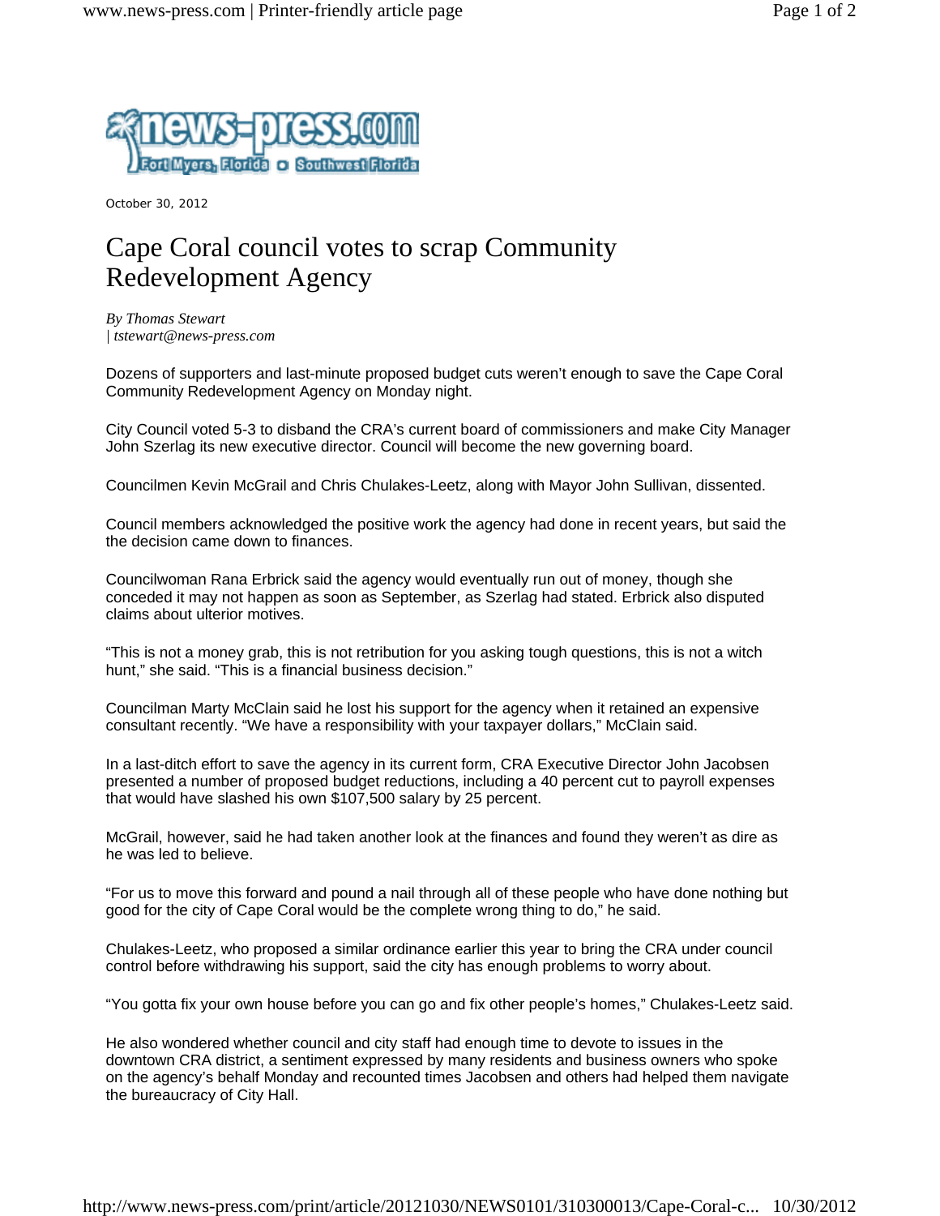October 30, 2012

# Cape Coral council votes to scrap Community Redevelopment Agency

*By Thomas Stewart*
*| tstewart@news-press.com*

Dozens of supporters and last-minute proposed budget cuts weren't enough to save the Cape Coral Community Redevelopment Agency on Monday night.

City Council voted 5-3 to disband the CRA's current board of commissioners and make City Manager John Szerlag its new executive director. Council will become the new governing board.

Councilmen Kevin McGrail and Chris Chulakes-Leetz, along with Mayor John Sullivan, dissented.

Council members acknowledged the positive work the agency had done in recent years, but said the the decision came down to finances.

Councilwoman Rana Erbrick said the agency would eventually run out of money, though she conceded it may not happen as soon as September, as Szerlag had stated. Erbrick also disputed claims about ulterior motives.

"This is not a money grab, this is not retribution for you asking tough questions, this is not a witch hunt," she said. "This is a financial business decision."

Councilman Marty McClain said he lost his support for the agency when it retained an expensive consultant recently. "We have a responsibility with your taxpayer dollars," McClain said.

In a last-ditch effort to save the agency in its current form, CRA Executive Director John Jacobsen presented a number of proposed budget reductions, including a 40 percent cut to payroll expenses that would have slashed his own $107,500 salary by 25 percent.

McGrail, however, said he had taken another look at the finances and found they weren't as dire as he was led to believe.

"For us to move this forward and pound a nail through all of these people who have done nothing but good for the city of Cape Coral would be the complete wrong thing to do," he said.

Chulakes-Leetz, who proposed a similar ordinance earlier this year to bring the CRA under council control before withdrawing his support, said the city has enough problems to worry about.

"You gotta fix your own house before you can go and fix other people's homes," Chulakes-Leetz said.

He also wondered whether council and city staff had enough time to devote to issues in the downtown CRA district, a sentiment expressed by many residents and business owners who spoke on the agency's behalf Monday and recounted times Jacobsen and others had helped them navigate the bureaucracy of City Hall.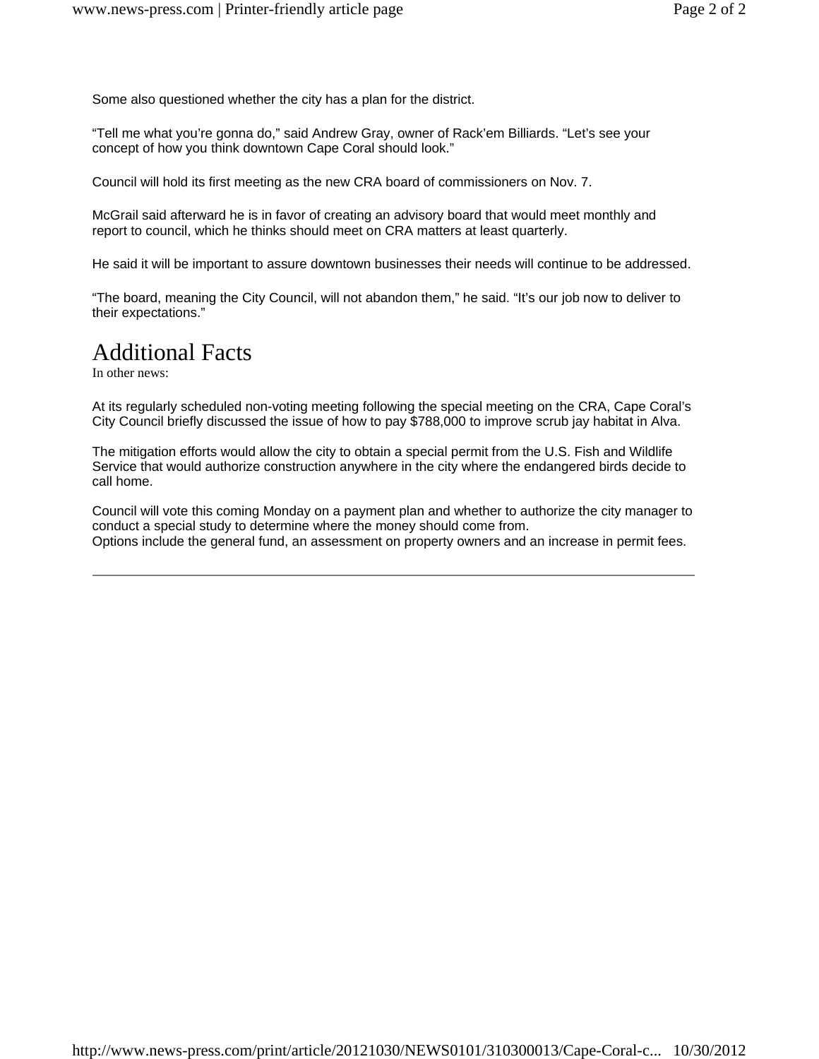Some also questioned whether the city has a plan for the district.

"Tell me what you're gonna do," said Andrew Gray, owner of Rack'em Billiards. "Let's see your concept of how you think downtown Cape Coral should look."

Council will hold its first meeting as the new CRA board of commissioners on Nov. 7.

McGrail said afterward he is in favor of creating an advisory board that would meet monthly and report to council, which he thinks should meet on CRA matters at least quarterly.

He said it will be important to assure downtown businesses their needs will continue to be addressed.

"The board, meaning the City Council, will not abandon them," he said. "It's our job now to deliver to their expectations."

# Additional Facts

In other news:

At its regularly scheduled non-voting meeting following the special meeting on the CRA, Cape Coral's City Council briefly discussed the issue of how to pay $788,000 to improve scrub jay habitat in Alva.

The mitigation efforts would allow the city to obtain a special permit from the U.S. Fish and Wildlife Service that would authorize construction anywhere in the city where the endangered birds decide to call home.

Council will vote this coming Monday on a payment plan and whether to authorize the city manager to conduct a special study to determine where the money should come from.
Options include the general fund, an assessment on property owners and an increase in permit fees.